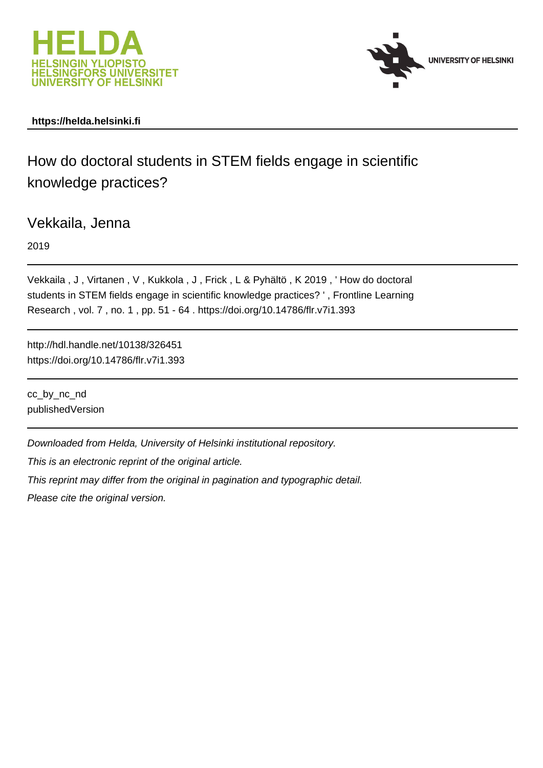HELDA
HELSINGIN YLIOPISTO
HELSINGFORS UNIVERSITET
UNIVERSITY OF HELSINKI

UNIVERSITY OF HELSINKI

**https://helda.helsinki.fi**

# How do doctoral students in STEM fields engage in scientific knowledge practices?

Vekkaila, Jenna

2019

Vekkaila , J , Virtanen , V , Kukkola , J , Frick , L & Pyhältö , K 2019 , ' How do doctoral students in STEM fields engage in scientific knowledge practices? ' , Frontline Learning Research , vol. 7 , no. 1 , pp. 51 - 64 . https://doi.org/10.14786/flr.v7i1.393

http://hdl.handle.net/10138/326451
https://doi.org/10.14786/flr.v7i1.393

cc_by_nc_nd
publishedVersion

*Downloaded from Helda, University of Helsinki institutional repository.*

*This is an electronic reprint of the original article.*

*This reprint may differ from the original in pagination and typographic detail.*

*Please cite the original version.*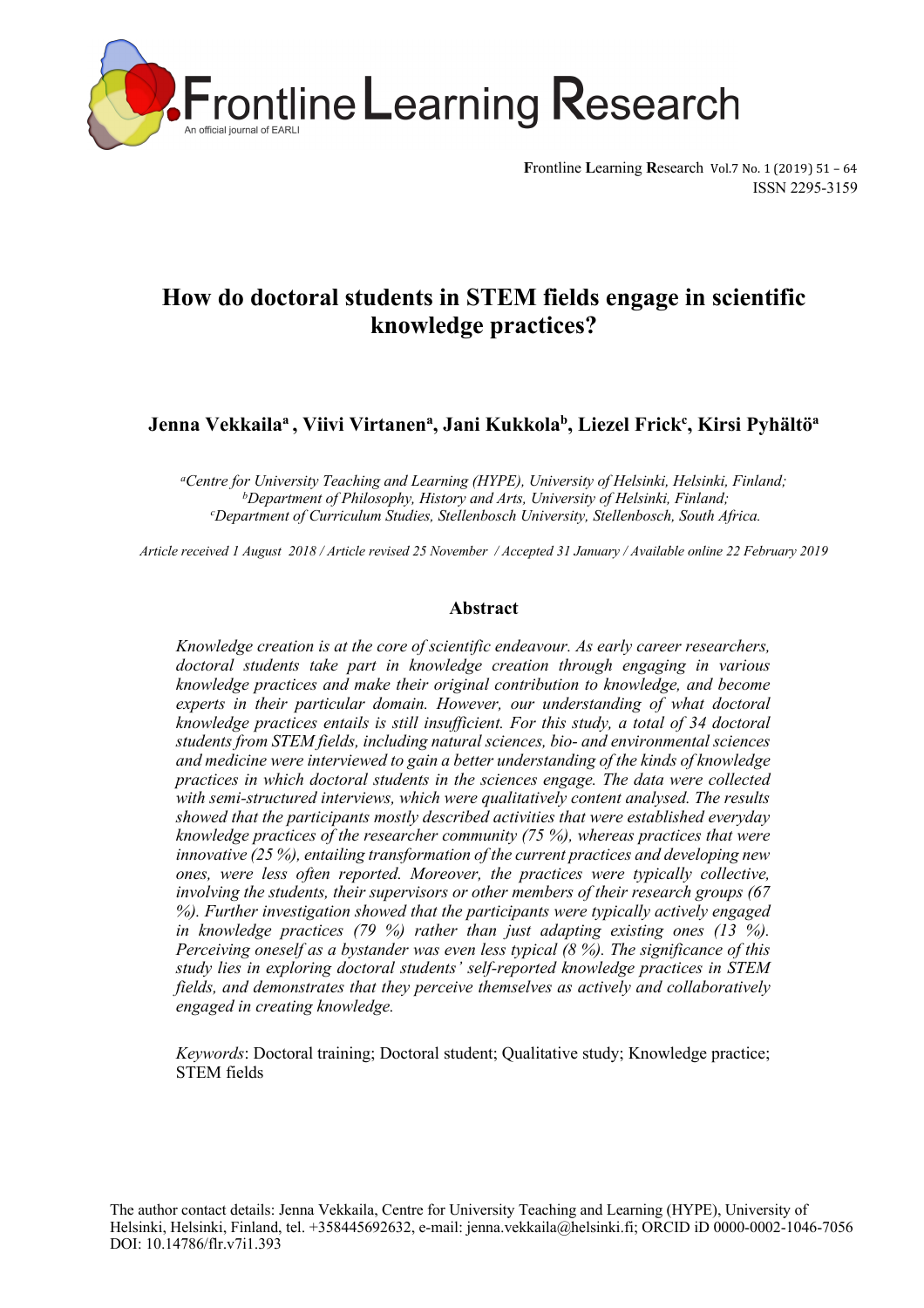# How do doctoral students in STEM fields engage in scientific knowledge practices?

**Jenna Vekkaila[a], Viivi Virtanen[a], Jani Kukkola[b], Liezel Frick[c], Kirsi Pyhältö[a]**

*[a]Centre for University Teaching and Learning (HYPE), University of Helsinki, Helsinki, Finland;*
*[b]Department of Philosophy, History and Arts, University of Helsinki, Finland;*
*[c]Department of Curriculum Studies, Stellenbosch University, Stellenbosch, South Africa.*

*Article received 1 August 2018 / Article revised 25 November / Accepted 31 January / Available online 22 February 2019*

## Abstract

*Knowledge creation is at the core of scientific endeavour. As early career researchers, doctoral students take part in knowledge creation through engaging in various knowledge practices and make their original contribution to knowledge, and become experts in their particular domain. However, our understanding of what doctoral knowledge practices entails is still insufficient. For this study, a total of 34 doctoral students from STEM fields, including natural sciences, bio- and environmental sciences and medicine were interviewed to gain a better understanding of the kinds of knowledge practices in which doctoral students in the sciences engage. The data were collected with semi-structured interviews, which were qualitatively content analysed. The results showed that the participants mostly described activities that were established everyday knowledge practices of the researcher community (75 %), whereas practices that were innovative (25 %), entailing transformation of the current practices and developing new ones, were less often reported. Moreover, the practices were typically collective, involving the students, their supervisors or other members of their research groups (67 %). Further investigation showed that the participants were typically actively engaged in knowledge practices (79 %) rather than just adapting existing ones (13 %). Perceiving oneself as a bystander was even less typical (8 %). The significance of this study lies in exploring doctoral students' self-reported knowledge practices in STEM fields, and demonstrates that they perceive themselves as actively and collaboratively engaged in creating knowledge.*

*Keywords*: Doctoral training; Doctoral student; Qualitative study; Knowledge practice; STEM fields

The author contact details: Jenna Vekkaila, Centre for University Teaching and Learning (HYPE), University of Helsinki, Helsinki, Finland, tel. +358445692632, e-mail: jenna.vekkaila@helsinki.fi; ORCID iD 0000-0002-1046-7056
DOI: 10.14786/flr.v7i1.393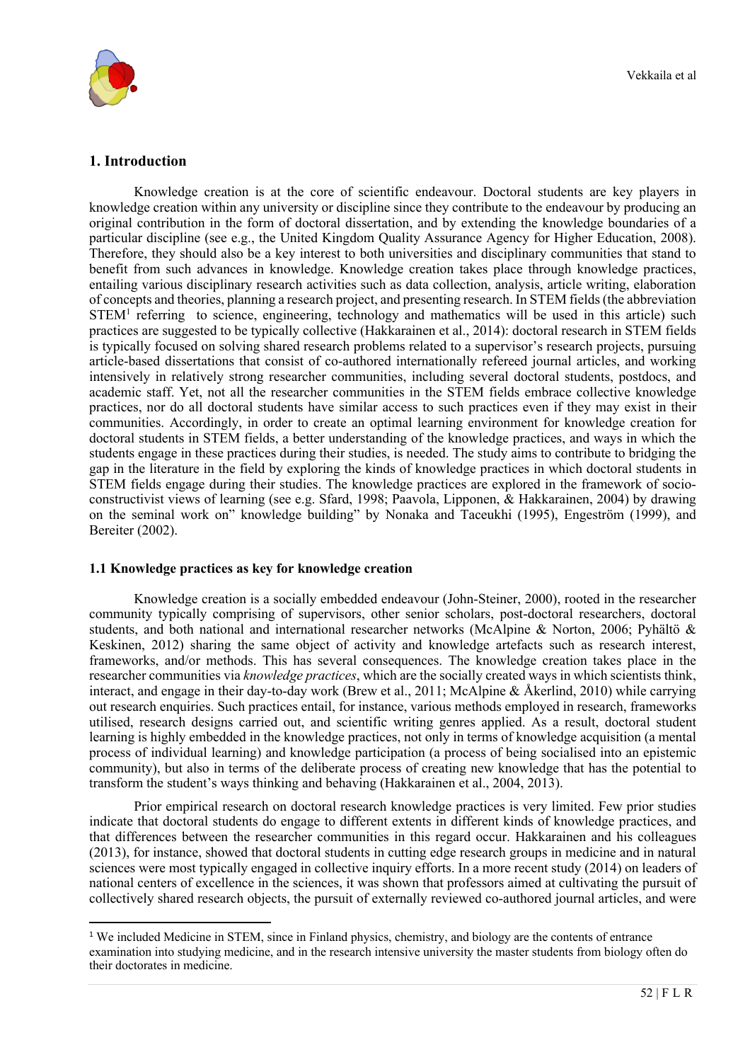## 1. Introduction

Knowledge creation is at the core of scientific endeavour. Doctoral students are key players in knowledge creation within any university or discipline since they contribute to the endeavour by producing an original contribution in the form of doctoral dissertation, and by extending the knowledge boundaries of a particular discipline (see e.g., the United Kingdom Quality Assurance Agency for Higher Education, 2008). Therefore, they should also be a key interest to both universities and disciplinary communities that stand to benefit from such advances in knowledge. Knowledge creation takes place through knowledge practices, entailing various disciplinary research activities such as data collection, analysis, article writing, elaboration of concepts and theories, planning a research project, and presenting research. In STEM fields (the abbreviation STEM[1] referring to science, engineering, technology and mathematics will be used in this article) such practices are suggested to be typically collective (Hakkarainen et al., 2014): doctoral research in STEM fields is typically focused on solving shared research problems related to a supervisor's research projects, pursuing article-based dissertations that consist of co-authored internationally refereed journal articles, and working intensively in relatively strong researcher communities, including several doctoral students, postdocs, and academic staff. Yet, not all the researcher communities in the STEM fields embrace collective knowledge practices, nor do all doctoral students have similar access to such practices even if they may exist in their communities. Accordingly, in order to create an optimal learning environment for knowledge creation for doctoral students in STEM fields, a better understanding of the knowledge practices, and ways in which the students engage in these practices during their studies, is needed. The study aims to contribute to bridging the gap in the literature in the field by exploring the kinds of knowledge practices in which doctoral students in STEM fields engage during their studies. The knowledge practices are explored in the framework of socio-constructivist views of learning (see e.g. Sfard, 1998; Paavola, Lipponen, & Hakkarainen, 2004) by drawing on the seminal work on" knowledge building" by Nonaka and Taceukhi (1995), Engeström (1999), and Bereiter (2002).

### 1.1 Knowledge practices as key for knowledge creation

Knowledge creation is a socially embedded endeavour (John-Steiner, 2000), rooted in the researcher community typically comprising of supervisors, other senior scholars, post-doctoral researchers, doctoral students, and both national and international researcher networks (McAlpine & Norton, 2006; Pyhältö & Keskinen, 2012) sharing the same object of activity and knowledge artefacts such as research interest, frameworks, and/or methods. This has several consequences. The knowledge creation takes place in the researcher communities via *knowledge practices*, which are the socially created ways in which scientists think, interact, and engage in their day-to-day work (Brew et al., 2011; McAlpine & Åkerlind, 2010) while carrying out research enquiries. Such practices entail, for instance, various methods employed in research, frameworks utilised, research designs carried out, and scientific writing genres applied. As a result, doctoral student learning is highly embedded in the knowledge practices, not only in terms of knowledge acquisition (a mental process of individual learning) and knowledge participation (a process of being socialised into an epistemic community), but also in terms of the deliberate process of creating new knowledge that has the potential to transform the student's ways thinking and behaving (Hakkarainen et al., 2004, 2013).

Prior empirical research on doctoral research knowledge practices is very limited. Few prior studies indicate that doctoral students do engage to different extents in different kinds of knowledge practices, and that differences between the researcher communities in this regard occur. Hakkarainen and his colleagues (2013), for instance, showed that doctoral students in cutting edge research groups in medicine and in natural sciences were most typically engaged in collective inquiry efforts. In a more recent study (2014) on leaders of national centers of excellence in the sciences, it was shown that professors aimed at cultivating the pursuit of collectively shared research objects, the pursuit of externally reviewed co-authored journal articles, and were

[1] We included Medicine in STEM, since in Finland physics, chemistry, and biology are the contents of entrance examination into studying medicine, and in the research intensive university the master students from biology often do their doctorates in medicine.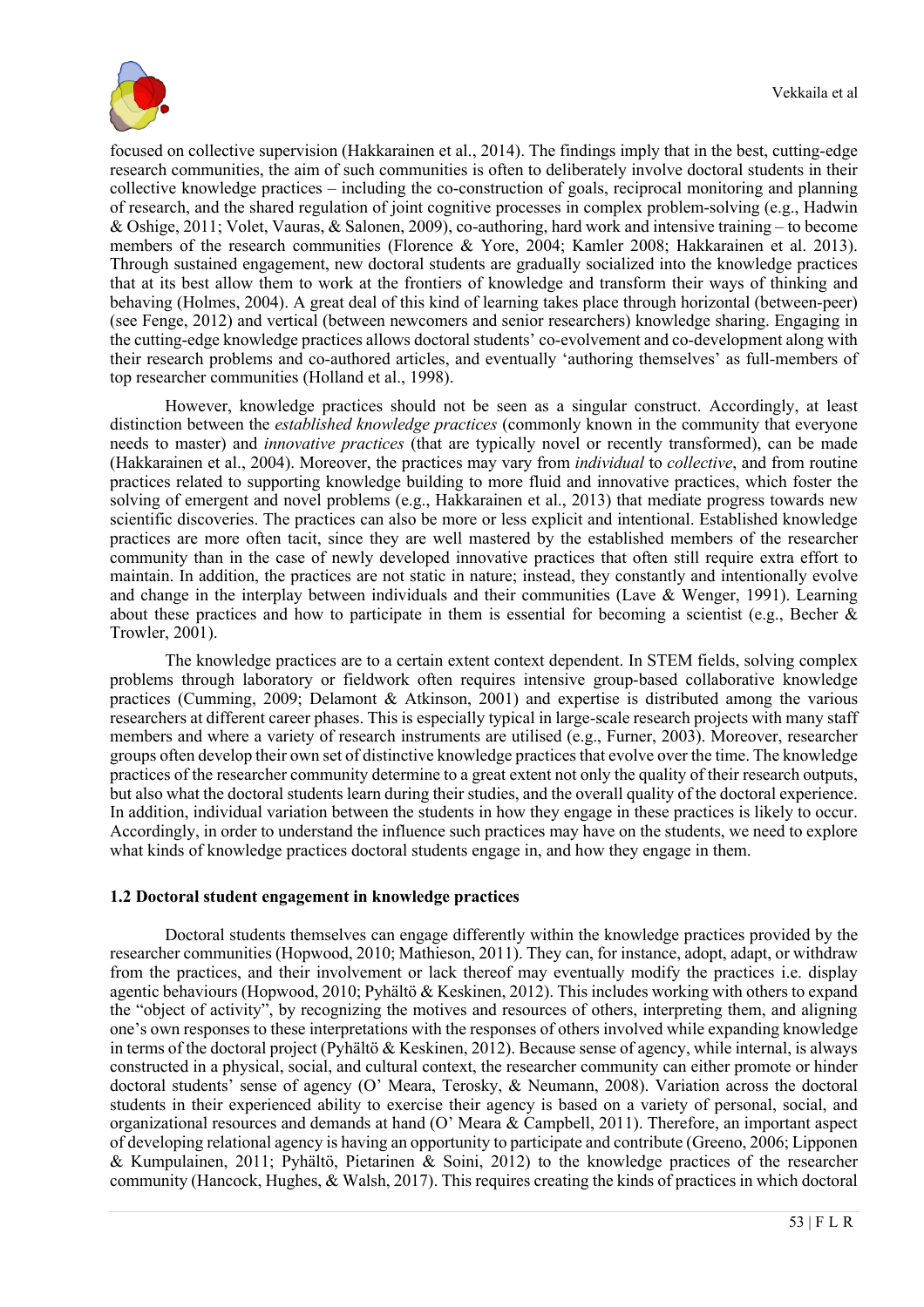focused on collective supervision (Hakkarainen et al., 2014). The findings imply that in the best, cutting-edge research communities, the aim of such communities is often to deliberately involve doctoral students in their collective knowledge practices – including the co-construction of goals, reciprocal monitoring and planning of research, and the shared regulation of joint cognitive processes in complex problem-solving (e.g., Hadwin & Oshige, 2011; Volet, Vauras, & Salonen, 2009), co-authoring, hard work and intensive training – to become members of the research communities (Florence & Yore, 2004; Kamler 2008; Hakkarainen et al. 2013). Through sustained engagement, new doctoral students are gradually socialized into the knowledge practices that at its best allow them to work at the frontiers of knowledge and transform their ways of thinking and behaving (Holmes, 2004). A great deal of this kind of learning takes place through horizontal (between-peer) (see Fenge, 2012) and vertical (between newcomers and senior researchers) knowledge sharing. Engaging in the cutting-edge knowledge practices allows doctoral students' co-evolvement and co-development along with their research problems and co-authored articles, and eventually 'authoring themselves' as full-members of top researcher communities (Holland et al., 1998).

However, knowledge practices should not be seen as a singular construct. Accordingly, at least distinction between the *established knowledge practices* (commonly known in the community that everyone needs to master) and *innovative practices* (that are typically novel or recently transformed), can be made (Hakkarainen et al., 2004). Moreover, the practices may vary from *individual* to *collective*, and from routine practices related to supporting knowledge building to more fluid and innovative practices, which foster the solving of emergent and novel problems (e.g., Hakkarainen et al., 2013) that mediate progress towards new scientific discoveries. The practices can also be more or less explicit and intentional. Established knowledge practices are more often tacit, since they are well mastered by the established members of the researcher community than in the case of newly developed innovative practices that often still require extra effort to maintain. In addition, the practices are not static in nature; instead, they constantly and intentionally evolve and change in the interplay between individuals and their communities (Lave & Wenger, 1991). Learning about these practices and how to participate in them is essential for becoming a scientist (e.g., Becher & Trowler, 2001).

The knowledge practices are to a certain extent context dependent. In STEM fields, solving complex problems through laboratory or fieldwork often requires intensive group-based collaborative knowledge practices (Cumming, 2009; Delamont & Atkinson, 2001) and expertise is distributed among the various researchers at different career phases. This is especially typical in large-scale research projects with many staff members and where a variety of research instruments are utilised (e.g., Furner, 2003). Moreover, researcher groups often develop their own set of distinctive knowledge practices that evolve over the time. The knowledge practices of the researcher community determine to a great extent not only the quality of their research outputs, but also what the doctoral students learn during their studies, and the overall quality of the doctoral experience. In addition, individual variation between the students in how they engage in these practices is likely to occur. Accordingly, in order to understand the influence such practices may have on the students, we need to explore what kinds of knowledge practices doctoral students engage in, and how they engage in them.

### 1.2 Doctoral student engagement in knowledge practices

Doctoral students themselves can engage differently within the knowledge practices provided by the researcher communities (Hopwood, 2010; Mathieson, 2011). They can, for instance, adopt, adapt, or withdraw from the practices, and their involvement or lack thereof may eventually modify the practices i.e. display agentic behaviours (Hopwood, 2010; Pyhältö & Keskinen, 2012). This includes working with others to expand the "object of activity", by recognizing the motives and resources of others, interpreting them, and aligning one's own responses to these interpretations with the responses of others involved while expanding knowledge in terms of the doctoral project (Pyhältö & Keskinen, 2012). Because sense of agency, while internal, is always constructed in a physical, social, and cultural context, the researcher community can either promote or hinder doctoral students' sense of agency (O' Meara, Terosky, & Neumann, 2008). Variation across the doctoral students in their experienced ability to exercise their agency is based on a variety of personal, social, and organizational resources and demands at hand (O' Meara & Campbell, 2011). Therefore, an important aspect of developing relational agency is having an opportunity to participate and contribute (Greeno, 2006; Lipponen & Kumpulainen, 2011; Pyhältö, Pietarinen & Soini, 2012) to the knowledge practices of the researcher community (Hancock, Hughes, & Walsh, 2017). This requires creating the kinds of practices in which doctoral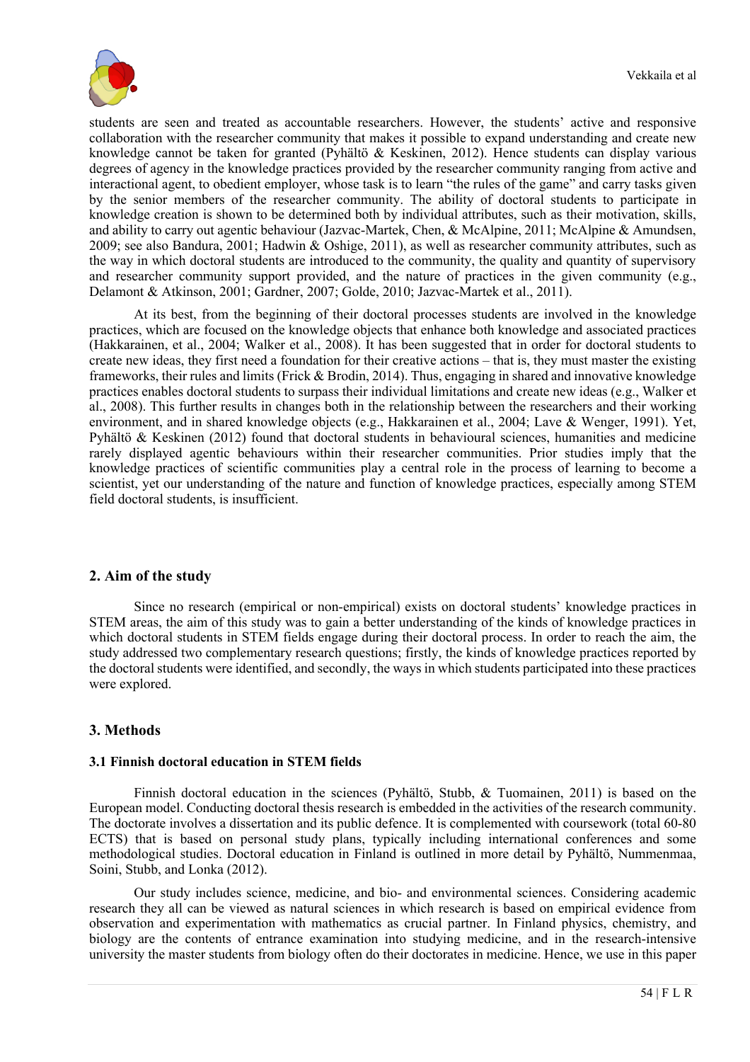students are seen and treated as accountable researchers. However, the students' active and responsive collaboration with the researcher community that makes it possible to expand understanding and create new knowledge cannot be taken for granted (Pyhältö & Keskinen, 2012). Hence students can display various degrees of agency in the knowledge practices provided by the researcher community ranging from active and interactional agent, to obedient employer, whose task is to learn "the rules of the game" and carry tasks given by the senior members of the researcher community. The ability of doctoral students to participate in knowledge creation is shown to be determined both by individual attributes, such as their motivation, skills, and ability to carry out agentic behaviour (Jazvac-Martek, Chen, & McAlpine, 2011; McAlpine & Amundsen, 2009; see also Bandura, 2001; Hadwin & Oshige, 2011), as well as researcher community attributes, such as the way in which doctoral students are introduced to the community, the quality and quantity of supervisory and researcher community support provided, and the nature of practices in the given community (e.g., Delamont & Atkinson, 2001; Gardner, 2007; Golde, 2010; Jazvac-Martek et al., 2011).

At its best, from the beginning of their doctoral processes students are involved in the knowledge practices, which are focused on the knowledge objects that enhance both knowledge and associated practices (Hakkarainen, et al., 2004; Walker et al., 2008). It has been suggested that in order for doctoral students to create new ideas, they first need a foundation for their creative actions – that is, they must master the existing frameworks, their rules and limits (Frick & Brodin, 2014). Thus, engaging in shared and innovative knowledge practices enables doctoral students to surpass their individual limitations and create new ideas (e.g., Walker et al., 2008). This further results in changes both in the relationship between the researchers and their working environment, and in shared knowledge objects (e.g., Hakkarainen et al., 2004; Lave & Wenger, 1991). Yet, Pyhältö & Keskinen (2012) found that doctoral students in behavioural sciences, humanities and medicine rarely displayed agentic behaviours within their researcher communities. Prior studies imply that the knowledge practices of scientific communities play a central role in the process of learning to become a scientist, yet our understanding of the nature and function of knowledge practices, especially among STEM field doctoral students, is insufficient.

## 2. Aim of the study

Since no research (empirical or non-empirical) exists on doctoral students' knowledge practices in STEM areas, the aim of this study was to gain a better understanding of the kinds of knowledge practices in which doctoral students in STEM fields engage during their doctoral process. In order to reach the aim, the study addressed two complementary research questions; firstly, the kinds of knowledge practices reported by the doctoral students were identified, and secondly, the ways in which students participated into these practices were explored.

## 3. Methods

### 3.1 Finnish doctoral education in STEM fields

Finnish doctoral education in the sciences (Pyhältö, Stubb, & Tuomainen, 2011) is based on the European model. Conducting doctoral thesis research is embedded in the activities of the research community. The doctorate involves a dissertation and its public defence. It is complemented with coursework (total 60-80 ECTS) that is based on personal study plans, typically including international conferences and some methodological studies. Doctoral education in Finland is outlined in more detail by Pyhältö, Nummenmaa, Soini, Stubb, and Lonka (2012).

Our study includes science, medicine, and bio- and environmental sciences. Considering academic research they all can be viewed as natural sciences in which research is based on empirical evidence from observation and experimentation with mathematics as crucial partner. In Finland physics, chemistry, and biology are the contents of entrance examination into studying medicine, and in the research-intensive university the master students from biology often do their doctorates in medicine. Hence, we use in this paper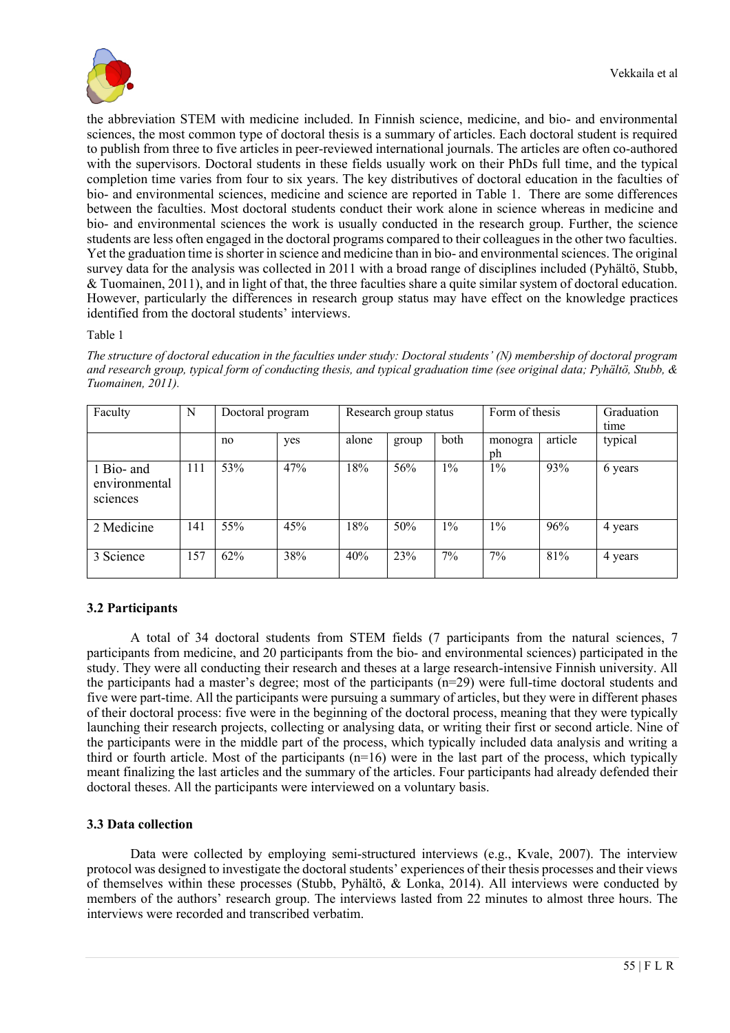the abbreviation STEM with medicine included. In Finnish science, medicine, and bio- and environmental sciences, the most common type of doctoral thesis is a summary of articles. Each doctoral student is required to publish from three to five articles in peer-reviewed international journals. The articles are often co-authored with the supervisors. Doctoral students in these fields usually work on their PhDs full time, and the typical completion time varies from four to six years. The key distributives of doctoral education in the faculties of bio- and environmental sciences, medicine and science are reported in Table 1. There are some differences between the faculties. Most doctoral students conduct their work alone in science whereas in medicine and bio- and environmental sciences the work is usually conducted in the research group. Further, the science students are less often engaged in the doctoral programs compared to their colleagues in the other two faculties. Yet the graduation time is shorter in science and medicine than in bio- and environmental sciences. The original survey data for the analysis was collected in 2011 with a broad range of disciplines included (Pyhältö, Stubb, & Tuomainen, 2011), and in light of that, the three faculties share a quite similar system of doctoral education. However, particularly the differences in research group status may have effect on the knowledge practices identified from the doctoral students' interviews.

Table 1

*The structure of doctoral education in the faculties under study: Doctoral students' (N) membership of doctoral program and research group, typical form of conducting thesis, and typical graduation time (see original data; Pyhältö, Stubb, & Tuomainen, 2011).*

| Faculty | N | Doctoral program | | Research group status | | | Form of thesis | | Graduation time |
|---|---|---|---|---|---|---|---|---|---|
| | | no | yes | alone | group | both | monograph | article | typical |
| 1 Bio- and environmental sciences | 111 | 53% | 47% | 18% | 56% | 1% | 1% | 93% | 6 years |
| 2 Medicine | 141 | 55% | 45% | 18% | 50% | 1% | 1% | 96% | 4 years |
| 3 Science | 157 | 62% | 38% | 40% | 23% | 7% | 7% | 81% | 4 years |

### 3.2 Participants

A total of 34 doctoral students from STEM fields (7 participants from the natural sciences, 7 participants from medicine, and 20 participants from the bio- and environmental sciences) participated in the study. They were all conducting their research and theses at a large research-intensive Finnish university. All the participants had a master's degree; most of the participants (n=29) were full-time doctoral students and five were part-time. All the participants were pursuing a summary of articles, but they were in different phases of their doctoral process: five were in the beginning of the doctoral process, meaning that they were typically launching their research projects, collecting or analysing data, or writing their first or second article. Nine of the participants were in the middle part of the process, which typically included data analysis and writing a third or fourth article. Most of the participants (n=16) were in the last part of the process, which typically meant finalizing the last articles and the summary of the articles. Four participants had already defended their doctoral theses. All the participants were interviewed on a voluntary basis.

### 3.3 Data collection

Data were collected by employing semi-structured interviews (e.g., Kvale, 2007). The interview protocol was designed to investigate the doctoral students' experiences of their thesis processes and their views of themselves within these processes (Stubb, Pyhältö, & Lonka, 2014). All interviews were conducted by members of the authors' research group. The interviews lasted from 22 minutes to almost three hours. The interviews were recorded and transcribed verbatim.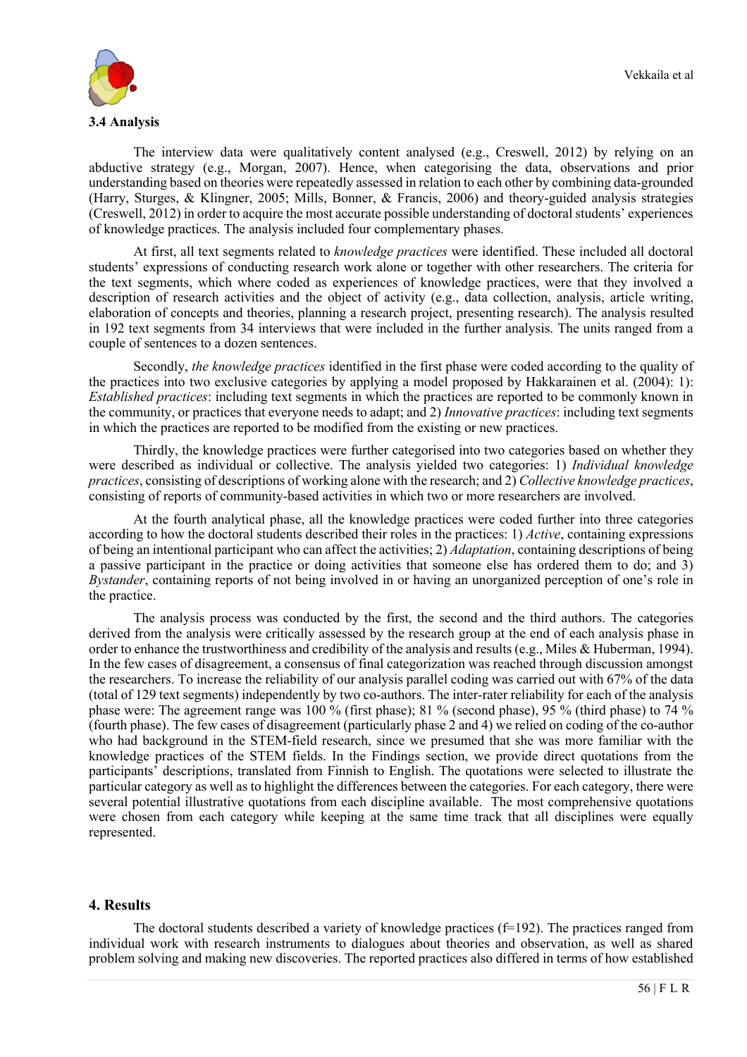### 3.4 Analysis

The interview data were qualitatively content analysed (e.g., Creswell, 2012) by relying on an abductive strategy (e.g., Morgan, 2007). Hence, when categorising the data, observations and prior understanding based on theories were repeatedly assessed in relation to each other by combining data-grounded (Harry, Sturges, & Klingner, 2005; Mills, Bonner, & Francis, 2006) and theory-guided analysis strategies (Creswell, 2012) in order to acquire the most accurate possible understanding of doctoral students' experiences of knowledge practices. The analysis included four complementary phases.

At first, all text segments related to *knowledge practices* were identified. These included all doctoral students' expressions of conducting research work alone or together with other researchers. The criteria for the text segments, which where coded as experiences of knowledge practices, were that they involved a description of research activities and the object of activity (e.g., data collection, analysis, article writing, elaboration of concepts and theories, planning a research project, presenting research). The analysis resulted in 192 text segments from 34 interviews that were included in the further analysis. The units ranged from a couple of sentences to a dozen sentences.

Secondly, *the knowledge practices* identified in the first phase were coded according to the quality of the practices into two exclusive categories by applying a model proposed by Hakkarainen et al. (2004): 1): *Established practices*: including text segments in which the practices are reported to be commonly known in the community, or practices that everyone needs to adapt; and 2) *Innovative practices*: including text segments in which the practices are reported to be modified from the existing or new practices.

Thirdly, the knowledge practices were further categorised into two categories based on whether they were described as individual or collective. The analysis yielded two categories: 1) *Individual knowledge practices*, consisting of descriptions of working alone with the research; and 2) *Collective knowledge practices*, consisting of reports of community-based activities in which two or more researchers are involved.

At the fourth analytical phase, all the knowledge practices were coded further into three categories according to how the doctoral students described their roles in the practices: 1) *Active*, containing expressions of being an intentional participant who can affect the activities; 2) *Adaptation*, containing descriptions of being a passive participant in the practice or doing activities that someone else has ordered them to do; and 3) *Bystander*, containing reports of not being involved in or having an unorganized perception of one's role in the practice.

The analysis process was conducted by the first, the second and the third authors. The categories derived from the analysis were critically assessed by the research group at the end of each analysis phase in order to enhance the trustworthiness and credibility of the analysis and results (e.g., Miles & Huberman, 1994). In the few cases of disagreement, a consensus of final categorization was reached through discussion amongst the researchers. To increase the reliability of our analysis parallel coding was carried out with 67% of the data (total of 129 text segments) independently by two co-authors. The inter-rater reliability for each of the analysis phase were: The agreement range was 100 % (first phase); 81 % (second phase), 95 % (third phase) to 74 % (fourth phase). The few cases of disagreement (particularly phase 2 and 4) we relied on coding of the co-author who had background in the STEM-field research, since we presumed that she was more familiar with the knowledge practices of the STEM fields. In the Findings section, we provide direct quotations from the participants' descriptions, translated from Finnish to English. The quotations were selected to illustrate the particular category as well as to highlight the differences between the categories. For each category, there were several potential illustrative quotations from each discipline available. The most comprehensive quotations were chosen from each category while keeping at the same time track that all disciplines were equally represented.

## 4. Results

The doctoral students described a variety of knowledge practices (f=192). The practices ranged from individual work with research instruments to dialogues about theories and observation, as well as shared problem solving and making new discoveries. The reported practices also differed in terms of how established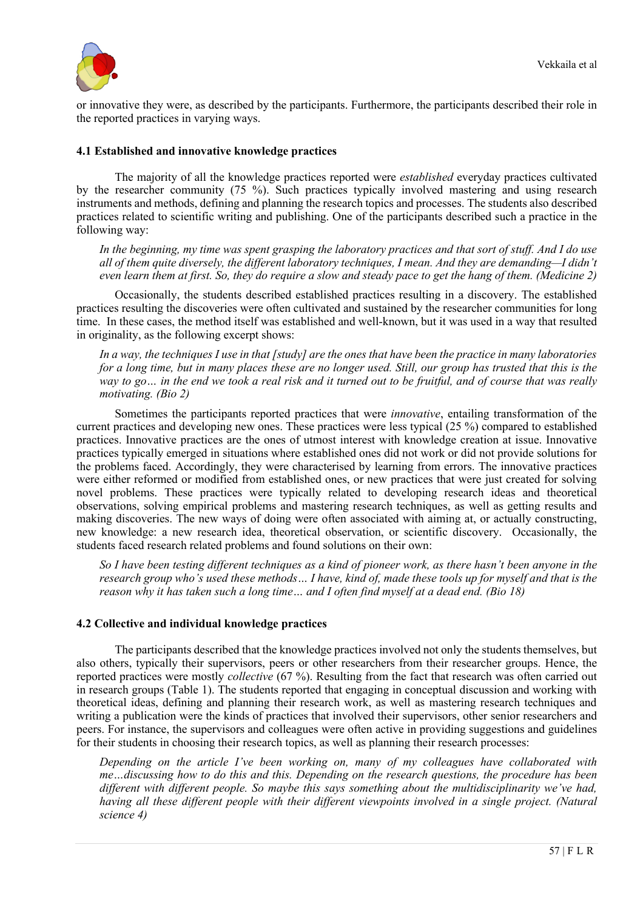or innovative they were, as described by the participants. Furthermore, the participants described their role in the reported practices in varying ways.

### 4.1 Established and innovative knowledge practices

The majority of all the knowledge practices reported were *established* everyday practices cultivated by the researcher community (75 %). Such practices typically involved mastering and using research instruments and methods, defining and planning the research topics and processes. The students also described practices related to scientific writing and publishing. One of the participants described such a practice in the following way:

> *In the beginning, my time was spent grasping the laboratory practices and that sort of stuff. And I do use all of them quite diversely, the different laboratory techniques, I mean. And they are demanding—I didn't even learn them at first. So, they do require a slow and steady pace to get the hang of them. (Medicine 2)*

Occasionally, the students described established practices resulting in a discovery. The established practices resulting the discoveries were often cultivated and sustained by the researcher communities for long time. In these cases, the method itself was established and well-known, but it was used in a way that resulted in originality, as the following excerpt shows:

> *In a way, the techniques I use in that [study] are the ones that have been the practice in many laboratories for a long time, but in many places these are no longer used. Still, our group has trusted that this is the way to go… in the end we took a real risk and it turned out to be fruitful, and of course that was really motivating. (Bio 2)*

Sometimes the participants reported practices that were *innovative*, entailing transformation of the current practices and developing new ones. These practices were less typical (25 %) compared to established practices. Innovative practices are the ones of utmost interest with knowledge creation at issue. Innovative practices typically emerged in situations where established ones did not work or did not provide solutions for the problems faced. Accordingly, they were characterised by learning from errors. The innovative practices were either reformed or modified from established ones, or new practices that were just created for solving novel problems. These practices were typically related to developing research ideas and theoretical observations, solving empirical problems and mastering research techniques, as well as getting results and making discoveries. The new ways of doing were often associated with aiming at, or actually constructing, new knowledge: a new research idea, theoretical observation, or scientific discovery. Occasionally, the students faced research related problems and found solutions on their own:

> *So I have been testing different techniques as a kind of pioneer work, as there hasn't been anyone in the research group who's used these methods… I have, kind of, made these tools up for myself and that is the reason why it has taken such a long time… and I often find myself at a dead end. (Bio 18)*

### 4.2 Collective and individual knowledge practices

The participants described that the knowledge practices involved not only the students themselves, but also others, typically their supervisors, peers or other researchers from their researcher groups. Hence, the reported practices were mostly *collective* (67 %). Resulting from the fact that research was often carried out in research groups (Table 1). The students reported that engaging in conceptual discussion and working with theoretical ideas, defining and planning their research work, as well as mastering research techniques and writing a publication were the kinds of practices that involved their supervisors, other senior researchers and peers. For instance, the supervisors and colleagues were often active in providing suggestions and guidelines for their students in choosing their research topics, as well as planning their research processes:

> *Depending on the article I've been working on, many of my colleagues have collaborated with me…discussing how to do this and this. Depending on the research questions, the procedure has been different with different people. So maybe this says something about the multidisciplinarity we've had, having all these different people with their different viewpoints involved in a single project. (Natural science 4)*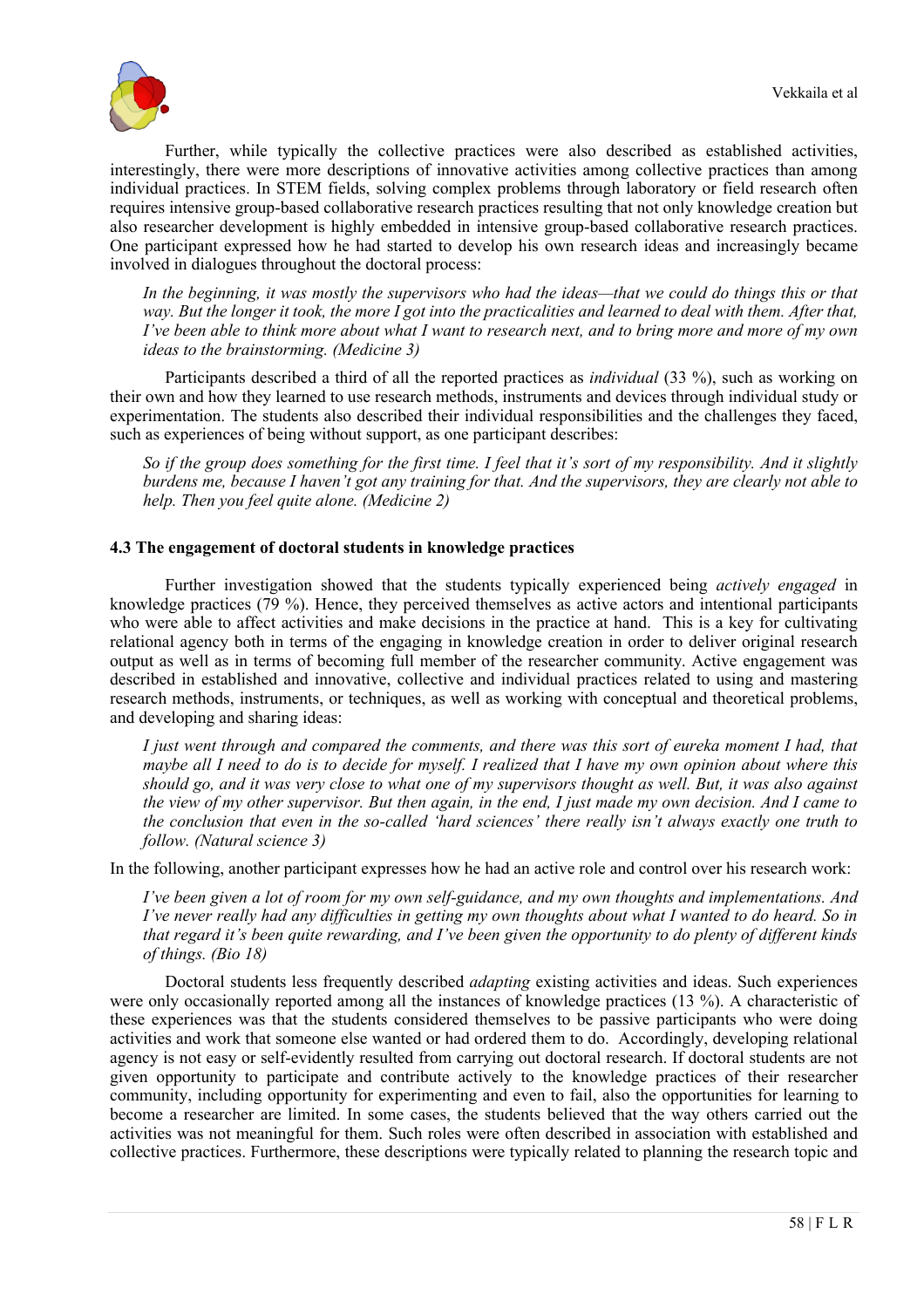Further, while typically the collective practices were also described as established activities, interestingly, there were more descriptions of innovative activities among collective practices than among individual practices. In STEM fields, solving complex problems through laboratory or field research often requires intensive group-based collaborative research practices resulting that not only knowledge creation but also researcher development is highly embedded in intensive group-based collaborative research practices. One participant expressed how he had started to develop his own research ideas and increasingly became involved in dialogues throughout the doctoral process:

> *In the beginning, it was mostly the supervisors who had the ideas—that we could do things this or that way. But the longer it took, the more I got into the practicalities and learned to deal with them. After that, I've been able to think more about what I want to research next, and to bring more and more of my own ideas to the brainstorming. (Medicine 3)*

Participants described a third of all the reported practices as *individual* (33 %), such as working on their own and how they learned to use research methods, instruments and devices through individual study or experimentation. The students also described their individual responsibilities and the challenges they faced, such as experiences of being without support, as one participant describes:

> *So if the group does something for the first time. I feel that it's sort of my responsibility. And it slightly burdens me, because I haven't got any training for that. And the supervisors, they are clearly not able to help. Then you feel quite alone. (Medicine 2)*

### 4.3 The engagement of doctoral students in knowledge practices

Further investigation showed that the students typically experienced being *actively engaged* in knowledge practices (79 %). Hence, they perceived themselves as active actors and intentional participants who were able to affect activities and make decisions in the practice at hand. This is a key for cultivating relational agency both in terms of the engaging in knowledge creation in order to deliver original research output as well as in terms of becoming full member of the researcher community. Active engagement was described in established and innovative, collective and individual practices related to using and mastering research methods, instruments, or techniques, as well as working with conceptual and theoretical problems, and developing and sharing ideas:

> *I just went through and compared the comments, and there was this sort of eureka moment I had, that maybe all I need to do is to decide for myself. I realized that I have my own opinion about where this should go, and it was very close to what one of my supervisors thought as well. But, it was also against the view of my other supervisor. But then again, in the end, I just made my own decision. And I came to the conclusion that even in the so-called 'hard sciences' there really isn't always exactly one truth to follow. (Natural science 3)*

In the following, another participant expresses how he had an active role and control over his research work:

> *I've been given a lot of room for my own self-guidance, and my own thoughts and implementations. And I've never really had any difficulties in getting my own thoughts about what I wanted to do heard. So in that regard it's been quite rewarding, and I've been given the opportunity to do plenty of different kinds of things. (Bio 18)*

Doctoral students less frequently described *adapting* existing activities and ideas. Such experiences were only occasionally reported among all the instances of knowledge practices (13 %). A characteristic of these experiences was that the students considered themselves to be passive participants who were doing activities and work that someone else wanted or had ordered them to do. Accordingly, developing relational agency is not easy or self-evidently resulted from carrying out doctoral research. If doctoral students are not given opportunity to participate and contribute actively to the knowledge practices of their researcher community, including opportunity for experimenting and even to fail, also the opportunities for learning to become a researcher are limited. In some cases, the students believed that the way others carried out the activities was not meaningful for them. Such roles were often described in association with established and collective practices. Furthermore, these descriptions were typically related to planning the research topic and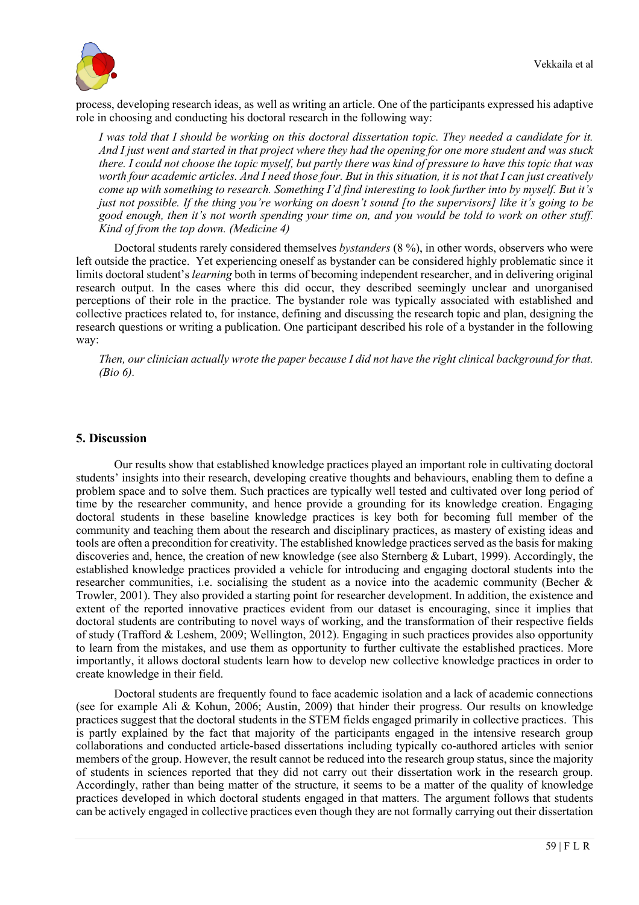process, developing research ideas, as well as writing an article. One of the participants expressed his adaptive role in choosing and conducting his doctoral research in the following way:

> *I was told that I should be working on this doctoral dissertation topic. They needed a candidate for it. And I just went and started in that project where they had the opening for one more student and was stuck there. I could not choose the topic myself, but partly there was kind of pressure to have this topic that was worth four academic articles. And I need those four. But in this situation, it is not that I can just creatively come up with something to research. Something I'd find interesting to look further into by myself. But it's just not possible. If the thing you're working on doesn't sound [to the supervisors] like it's going to be good enough, then it's not worth spending your time on, and you would be told to work on other stuff. Kind of from the top down. (Medicine 4)*

Doctoral students rarely considered themselves *bystanders* (8 %), in other words, observers who were left outside the practice. Yet experiencing oneself as bystander can be considered highly problematic since it limits doctoral student's *learning* both in terms of becoming independent researcher, and in delivering original research output. In the cases where this did occur, they described seemingly unclear and unorganised perceptions of their role in the practice. The bystander role was typically associated with established and collective practices related to, for instance, defining and discussing the research topic and plan, designing the research questions or writing a publication. One participant described his role of a bystander in the following way:

> *Then, our clinician actually wrote the paper because I did not have the right clinical background for that. (Bio 6).*

## 5. Discussion

Our results show that established knowledge practices played an important role in cultivating doctoral students' insights into their research, developing creative thoughts and behaviours, enabling them to define a problem space and to solve them. Such practices are typically well tested and cultivated over long period of time by the researcher community, and hence provide a grounding for its knowledge creation. Engaging doctoral students in these baseline knowledge practices is key both for becoming full member of the community and teaching them about the research and disciplinary practices, as mastery of existing ideas and tools are often a precondition for creativity. The established knowledge practices served as the basis for making discoveries and, hence, the creation of new knowledge (see also Sternberg & Lubart, 1999). Accordingly, the established knowledge practices provided a vehicle for introducing and engaging doctoral students into the researcher communities, i.e. socialising the student as a novice into the academic community (Becher & Trowler, 2001). They also provided a starting point for researcher development. In addition, the existence and extent of the reported innovative practices evident from our dataset is encouraging, since it implies that doctoral students are contributing to novel ways of working, and the transformation of their respective fields of study (Trafford & Leshem, 2009; Wellington, 2012). Engaging in such practices provides also opportunity to learn from the mistakes, and use them as opportunity to further cultivate the established practices. More importantly, it allows doctoral students learn how to develop new collective knowledge practices in order to create knowledge in their field.

Doctoral students are frequently found to face academic isolation and a lack of academic connections (see for example Ali & Kohun, 2006; Austin, 2009) that hinder their progress. Our results on knowledge practices suggest that the doctoral students in the STEM fields engaged primarily in collective practices. This is partly explained by the fact that majority of the participants engaged in the intensive research group collaborations and conducted article-based dissertations including typically co-authored articles with senior members of the group. However, the result cannot be reduced into the research group status, since the majority of students in sciences reported that they did not carry out their dissertation work in the research group. Accordingly, rather than being matter of the structure, it seems to be a matter of the quality of knowledge practices developed in which doctoral students engaged in that matters. The argument follows that students can be actively engaged in collective practices even though they are not formally carrying out their dissertation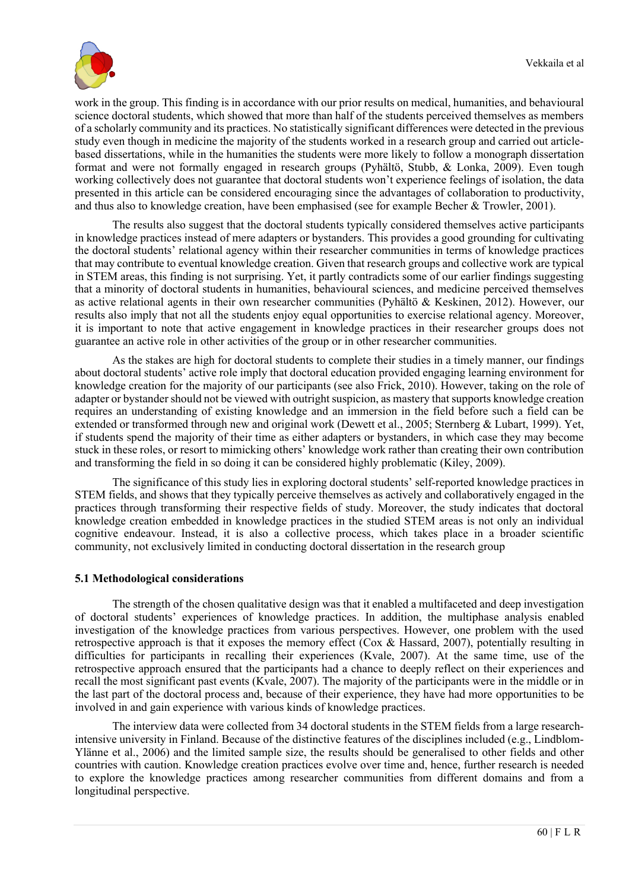work in the group. This finding is in accordance with our prior results on medical, humanities, and behavioural science doctoral students, which showed that more than half of the students perceived themselves as members of a scholarly community and its practices. No statistically significant differences were detected in the previous study even though in medicine the majority of the students worked in a research group and carried out article-based dissertations, while in the humanities the students were more likely to follow a monograph dissertation format and were not formally engaged in research groups (Pyhältö, Stubb, & Lonka, 2009). Even tough working collectively does not guarantee that doctoral students won't experience feelings of isolation, the data presented in this article can be considered encouraging since the advantages of collaboration to productivity, and thus also to knowledge creation, have been emphasised (see for example Becher & Trowler, 2001).

The results also suggest that the doctoral students typically considered themselves active participants in knowledge practices instead of mere adapters or bystanders. This provides a good grounding for cultivating the doctoral students' relational agency within their researcher communities in terms of knowledge practices that may contribute to eventual knowledge creation. Given that research groups and collective work are typical in STEM areas, this finding is not surprising. Yet, it partly contradicts some of our earlier findings suggesting that a minority of doctoral students in humanities, behavioural sciences, and medicine perceived themselves as active relational agents in their own researcher communities (Pyhältö & Keskinen, 2012). However, our results also imply that not all the students enjoy equal opportunities to exercise relational agency. Moreover, it is important to note that active engagement in knowledge practices in their researcher groups does not guarantee an active role in other activities of the group or in other researcher communities.

As the stakes are high for doctoral students to complete their studies in a timely manner, our findings about doctoral students' active role imply that doctoral education provided engaging learning environment for knowledge creation for the majority of our participants (see also Frick, 2010). However, taking on the role of adapter or bystander should not be viewed with outright suspicion, as mastery that supports knowledge creation requires an understanding of existing knowledge and an immersion in the field before such a field can be extended or transformed through new and original work (Dewett et al., 2005; Sternberg & Lubart, 1999). Yet, if students spend the majority of their time as either adapters or bystanders, in which case they may become stuck in these roles, or resort to mimicking others' knowledge work rather than creating their own contribution and transforming the field in so doing it can be considered highly problematic (Kiley, 2009).

The significance of this study lies in exploring doctoral students' self-reported knowledge practices in STEM fields, and shows that they typically perceive themselves as actively and collaboratively engaged in the practices through transforming their respective fields of study. Moreover, the study indicates that doctoral knowledge creation embedded in knowledge practices in the studied STEM areas is not only an individual cognitive endeavour. Instead, it is also a collective process, which takes place in a broader scientific community, not exclusively limited in conducting doctoral dissertation in the research group

### 5.1 Methodological considerations

The strength of the chosen qualitative design was that it enabled a multifaceted and deep investigation of doctoral students' experiences of knowledge practices. In addition, the multiphase analysis enabled investigation of the knowledge practices from various perspectives. However, one problem with the used retrospective approach is that it exposes the memory effect (Cox & Hassard, 2007), potentially resulting in difficulties for participants in recalling their experiences (Kvale, 2007). At the same time, use of the retrospective approach ensured that the participants had a chance to deeply reflect on their experiences and recall the most significant past events (Kvale, 2007). The majority of the participants were in the middle or in the last part of the doctoral process and, because of their experience, they have had more opportunities to be involved in and gain experience with various kinds of knowledge practices.

The interview data were collected from 34 doctoral students in the STEM fields from a large research-intensive university in Finland. Because of the distinctive features of the disciplines included (e.g., Lindblom-Ylänne et al., 2006) and the limited sample size, the results should be generalised to other fields and other countries with caution. Knowledge creation practices evolve over time and, hence, further research is needed to explore the knowledge practices among researcher communities from different domains and from a longitudinal perspective.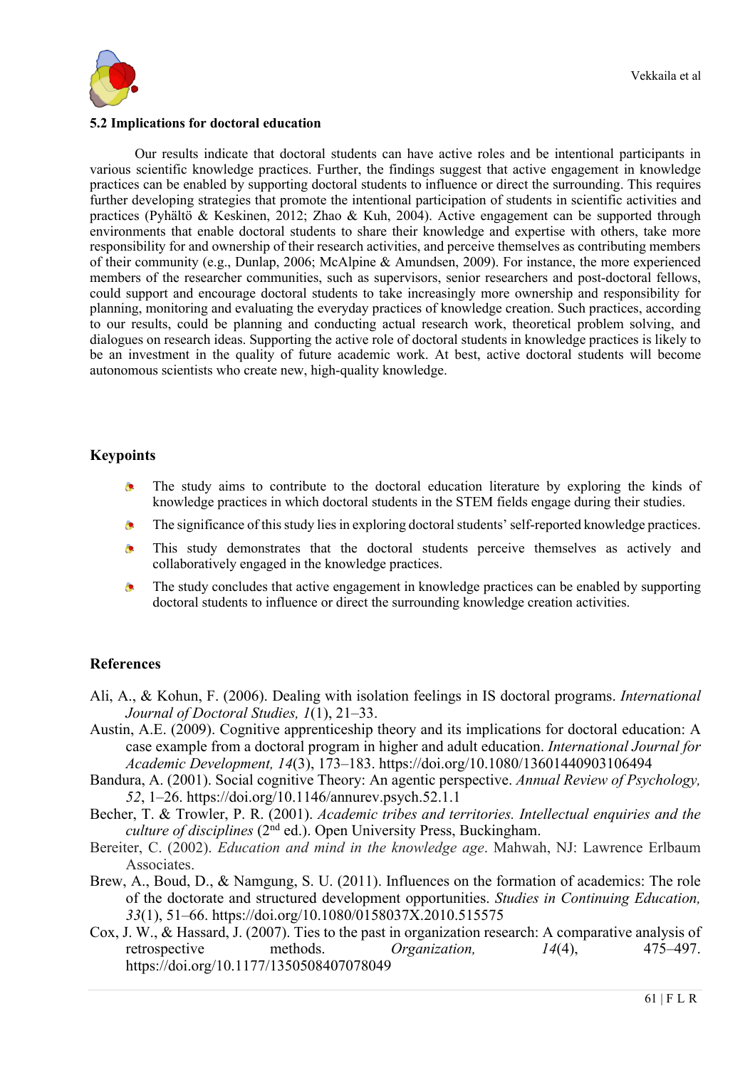### 5.2 Implications for doctoral education

Our results indicate that doctoral students can have active roles and be intentional participants in various scientific knowledge practices. Further, the findings suggest that active engagement in knowledge practices can be enabled by supporting doctoral students to influence or direct the surrounding. This requires further developing strategies that promote the intentional participation of students in scientific activities and practices (Pyhältö & Keskinen, 2012; Zhao & Kuh, 2004). Active engagement can be supported through environments that enable doctoral students to share their knowledge and expertise with others, take more responsibility for and ownership of their research activities, and perceive themselves as contributing members of their community (e.g., Dunlap, 2006; McAlpine & Amundsen, 2009). For instance, the more experienced members of the researcher communities, such as supervisors, senior researchers and post-doctoral fellows, could support and encourage doctoral students to take increasingly more ownership and responsibility for planning, monitoring and evaluating the everyday practices of knowledge creation. Such practices, according to our results, could be planning and conducting actual research work, theoretical problem solving, and dialogues on research ideas. Supporting the active role of doctoral students in knowledge practices is likely to be an investment in the quality of future academic work. At best, active doctoral students will become autonomous scientists who create new, high-quality knowledge.

## Keypoints

- The study aims to contribute to the doctoral education literature by exploring the kinds of knowledge practices in which doctoral students in the STEM fields engage during their studies.
- The significance of this study lies in exploring doctoral students' self-reported knowledge practices.
- This study demonstrates that the doctoral students perceive themselves as actively and collaboratively engaged in the knowledge practices.
- The study concludes that active engagement in knowledge practices can be enabled by supporting doctoral students to influence or direct the surrounding knowledge creation activities.

## References

Ali, A., & Kohun, F. (2006). Dealing with isolation feelings in IS doctoral programs. *International Journal of Doctoral Studies, 1*(1), 21–33.

Austin, A.E. (2009). Cognitive apprenticeship theory and its implications for doctoral education: A case example from a doctoral program in higher and adult education. *International Journal for Academic Development, 14*(3), 173–183. https://doi.org/10.1080/13601440903106494

Bandura, A. (2001). Social cognitive Theory: An agentic perspective. *Annual Review of Psychology, 52*, 1–26. https://doi.org/10.1146/annurev.psych.52.1.1

Becher, T. & Trowler, P. R. (2001). *Academic tribes and territories. Intellectual enquiries and the culture of disciplines* (2nd ed.). Open University Press, Buckingham.

Bereiter, C. (2002). *Education and mind in the knowledge age*. Mahwah, NJ: Lawrence Erlbaum Associates.

Brew, A., Boud, D., & Namgung, S. U. (2011). Influences on the formation of academics: The role of the doctorate and structured development opportunities. *Studies in Continuing Education, 33*(1), 51–66. https://doi.org/10.1080/0158037X.2010.515575

Cox, J. W., & Hassard, J. (2007). Ties to the past in organization research: A comparative analysis of retrospective methods. *Organization, 14*(4), 475–497. https://doi.org/10.1177/1350508407078049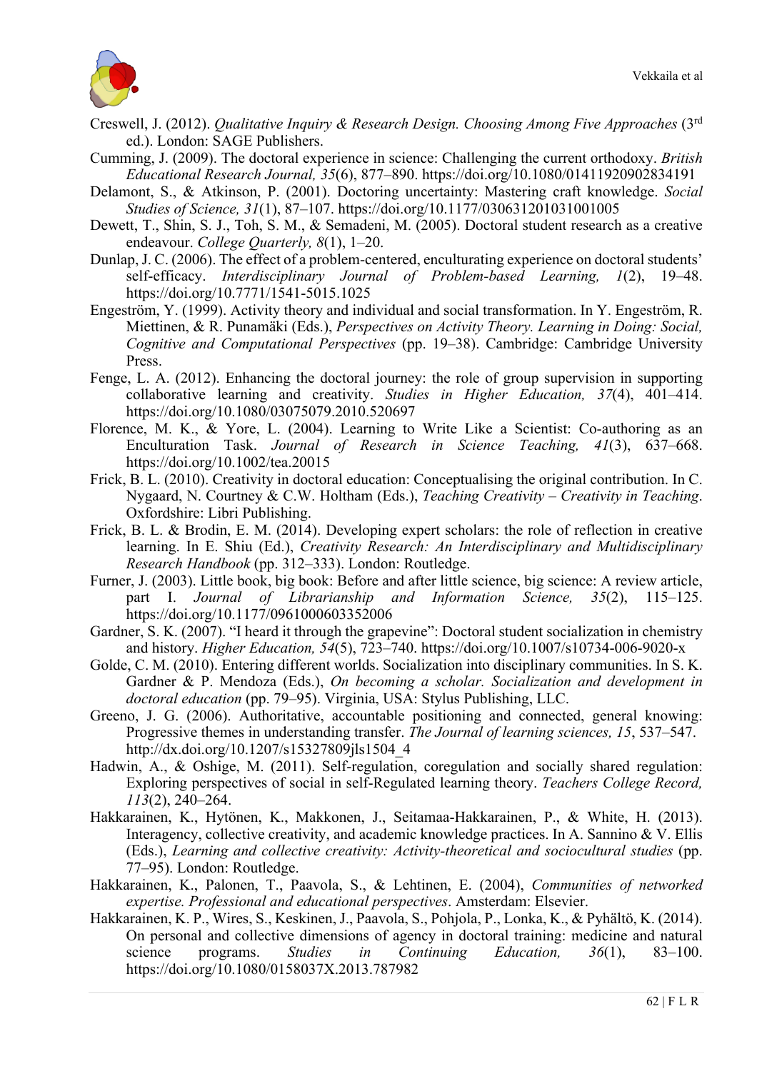Creswell, J. (2012). *Qualitative Inquiry & Research Design. Choosing Among Five Approaches* (3rd ed.). London: SAGE Publishers.

Cumming, J. (2009). The doctoral experience in science: Challenging the current orthodoxy. *British Educational Research Journal, 35*(6), 877–890. https://doi.org/10.1080/01411920902834191

Delamont, S., & Atkinson, P. (2001). Doctoring uncertainty: Mastering craft knowledge. *Social Studies of Science, 31*(1), 87–107. https://doi.org/10.1177/030631201031001005

Dewett, T., Shin, S. J., Toh, S. M., & Semadeni, M. (2005). Doctoral student research as a creative endeavour. *College Quarterly, 8*(1), 1–20.

Dunlap, J. C. (2006). The effect of a problem-centered, enculturating experience on doctoral students' self-efficacy. *Interdisciplinary Journal of Problem-based Learning, 1*(2), 19–48. https://doi.org/10.7771/1541-5015.1025

Engeström, Y. (1999). Activity theory and individual and social transformation. In Y. Engeström, R. Miettinen, & R. Punamäki (Eds.), *Perspectives on Activity Theory. Learning in Doing: Social, Cognitive and Computational Perspectives* (pp. 19–38). Cambridge: Cambridge University Press.

Fenge, L. A. (2012). Enhancing the doctoral journey: the role of group supervision in supporting collaborative learning and creativity. *Studies in Higher Education, 37*(4), 401–414. https://doi.org/10.1080/03075079.2010.520697

Florence, M. K., & Yore, L. (2004). Learning to Write Like a Scientist: Co-authoring as an Enculturation Task. *Journal of Research in Science Teaching, 41*(3), 637–668. https://doi.org/10.1002/tea.20015

Frick, B. L. (2010). Creativity in doctoral education: Conceptualising the original contribution. In C. Nygaard, N. Courtney & C.W. Holtham (Eds.), *Teaching Creativity – Creativity in Teaching*. Oxfordshire: Libri Publishing.

Frick, B. L. & Brodin, E. M. (2014). Developing expert scholars: the role of reflection in creative learning. In E. Shiu (Ed.), *Creativity Research: An Interdisciplinary and Multidisciplinary Research Handbook* (pp. 312–333). London: Routledge.

Furner, J. (2003). Little book, big book: Before and after little science, big science: A review article, part I. *Journal of Librarianship and Information Science, 35*(2), 115–125. https://doi.org/10.1177/0961000603352006

Gardner, S. K. (2007). "I heard it through the grapevine": Doctoral student socialization in chemistry and history. *Higher Education, 54*(5), 723–740. https://doi.org/10.1007/s10734-006-9020-x

Golde, C. M. (2010). Entering different worlds. Socialization into disciplinary communities. In S. K. Gardner & P. Mendoza (Eds.), *On becoming a scholar. Socialization and development in doctoral education* (pp. 79–95). Virginia, USA: Stylus Publishing, LLC.

Greeno, J. G. (2006). Authoritative, accountable positioning and connected, general knowing: Progressive themes in understanding transfer. *The Journal of learning sciences, 15*, 537–547. http://dx.doi.org/10.1207/s15327809jls1504_4

Hadwin, A., & Oshige, M. (2011). Self-regulation, coregulation and socially shared regulation: Exploring perspectives of social in self-Regulated learning theory. *Teachers College Record, 113*(2), 240–264.

Hakkarainen, K., Hytönen, K., Makkonen, J., Seitamaa-Hakkarainen, P., & White, H. (2013). Interagency, collective creativity, and academic knowledge practices. In A. Sannino & V. Ellis (Eds.), *Learning and collective creativity: Activity-theoretical and sociocultural studies* (pp. 77–95). London: Routledge.

Hakkarainen, K., Palonen, T., Paavola, S., & Lehtinen, E. (2004), *Communities of networked expertise. Professional and educational perspectives*. Amsterdam: Elsevier.

Hakkarainen, K. P., Wires, S., Keskinen, J., Paavola, S., Pohjola, P., Lonka, K., & Pyhältö, K. (2014). On personal and collective dimensions of agency in doctoral training: medicine and natural science programs. *Studies in Continuing Education, 36*(1), 83–100. https://doi.org/10.1080/0158037X.2013.787982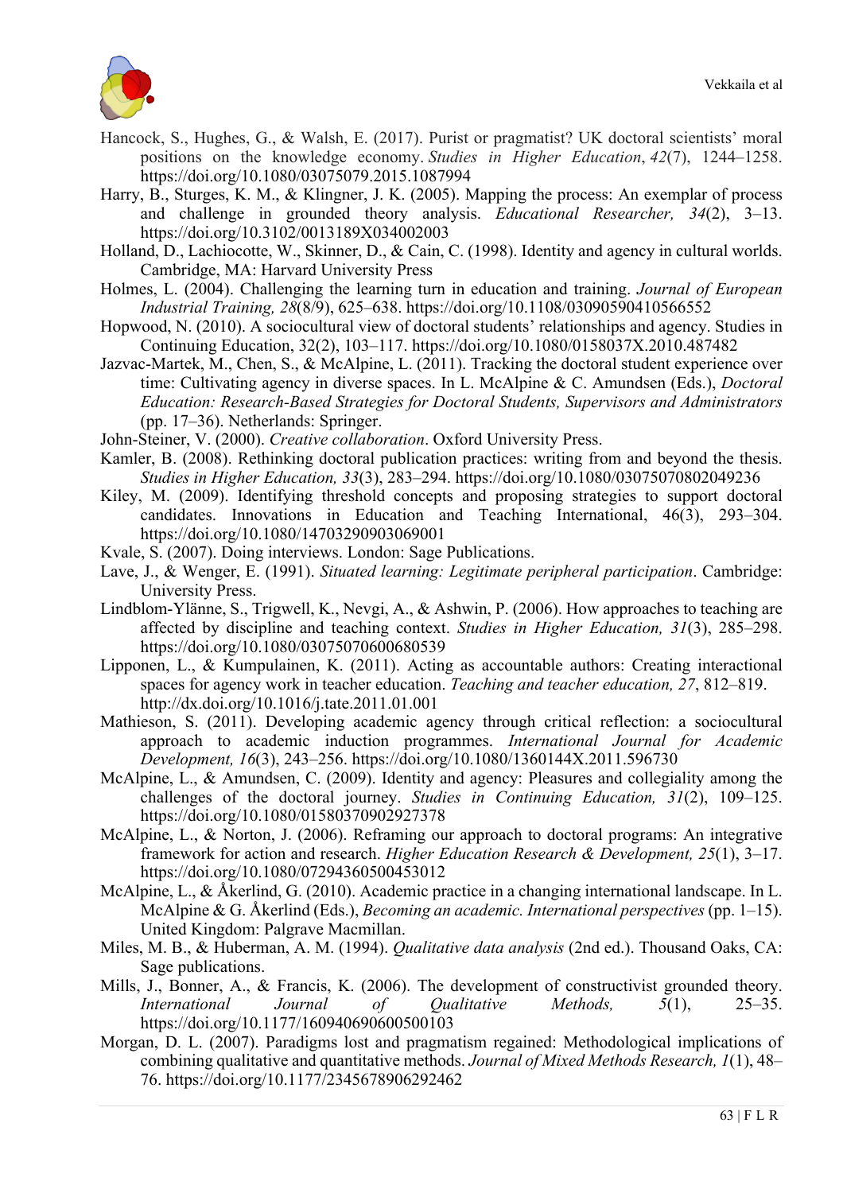Hancock, S., Hughes, G., & Walsh, E. (2017). Purist or pragmatist? UK doctoral scientists' moral positions on the knowledge economy. *Studies in Higher Education*, *42*(7), 1244–1258. https://doi.org/10.1080/03075079.2015.1087994

Harry, B., Sturges, K. M., & Klingner, J. K. (2005). Mapping the process: An exemplar of process and challenge in grounded theory analysis. *Educational Researcher, 34*(2), 3–13. https://doi.org/10.3102/0013189X034002003

Holland, D., Lachiocotte, W., Skinner, D., & Cain, C. (1998). Identity and agency in cultural worlds. Cambridge, MA: Harvard University Press

Holmes, L. (2004). Challenging the learning turn in education and training. *Journal of European Industrial Training, 28*(8/9), 625–638. https://doi.org/10.1108/03090590410566552

Hopwood, N. (2010). A sociocultural view of doctoral students' relationships and agency. Studies in Continuing Education, 32(2), 103–117. https://doi.org/10.1080/0158037X.2010.487482

Jazvac-Martek, M., Chen, S., & McAlpine, L. (2011). Tracking the doctoral student experience over time: Cultivating agency in diverse spaces. In L. McAlpine & C. Amundsen (Eds.), *Doctoral Education: Research-Based Strategies for Doctoral Students, Supervisors and Administrators* (pp. 17–36). Netherlands: Springer.

John-Steiner, V. (2000). *Creative collaboration*. Oxford University Press.

Kamler, B. (2008). Rethinking doctoral publication practices: writing from and beyond the thesis. *Studies in Higher Education, 33*(3), 283–294. https://doi.org/10.1080/03075070802049236

Kiley, M. (2009). Identifying threshold concepts and proposing strategies to support doctoral candidates. Innovations in Education and Teaching International, 46(3), 293–304. https://doi.org/10.1080/14703290903069001

Kvale, S. (2007). Doing interviews. London: Sage Publications.

Lave, J., & Wenger, E. (1991). *Situated learning: Legitimate peripheral participation*. Cambridge: University Press.

Lindblom-Ylänne, S., Trigwell, K., Nevgi, A., & Ashwin, P. (2006). How approaches to teaching are affected by discipline and teaching context. *Studies in Higher Education, 31*(3), 285–298. https://doi.org/10.1080/03075070600680539

Lipponen, L., & Kumpulainen, K. (2011). Acting as accountable authors: Creating interactional spaces for agency work in teacher education. *Teaching and teacher education, 27*, 812–819. http://dx.doi.org/10.1016/j.tate.2011.01.001

Mathieson, S. (2011). Developing academic agency through critical reflection: a sociocultural approach to academic induction programmes. *International Journal for Academic Development, 16*(3), 243–256. https://doi.org/10.1080/1360144X.2011.596730

McAlpine, L., & Amundsen, C. (2009). Identity and agency: Pleasures and collegiality among the challenges of the doctoral journey. *Studies in Continuing Education, 31*(2), 109–125. https://doi.org/10.1080/01580370902927378

McAlpine, L., & Norton, J. (2006). Reframing our approach to doctoral programs: An integrative framework for action and research. *Higher Education Research & Development, 25*(1), 3–17. https://doi.org/10.1080/07294360500453012

McAlpine, L., & Åkerlind, G. (2010). Academic practice in a changing international landscape. In L. McAlpine & G. Åkerlind (Eds.), *Becoming an academic. International perspectives* (pp. 1–15). United Kingdom: Palgrave Macmillan.

Miles, M. B., & Huberman, A. M. (1994). *Qualitative data analysis* (2nd ed.). Thousand Oaks, CA: Sage publications.

Mills, J., Bonner, A., & Francis, K. (2006). The development of constructivist grounded theory. *International Journal of Qualitative Methods, 5*(1), 25–35. https://doi.org/10.1177/160940690600500103

Morgan, D. L. (2007). Paradigms lost and pragmatism regained: Methodological implications of combining qualitative and quantitative methods. *Journal of Mixed Methods Research, 1*(1), 48–76. https://doi.org/10.1177/2345678906292462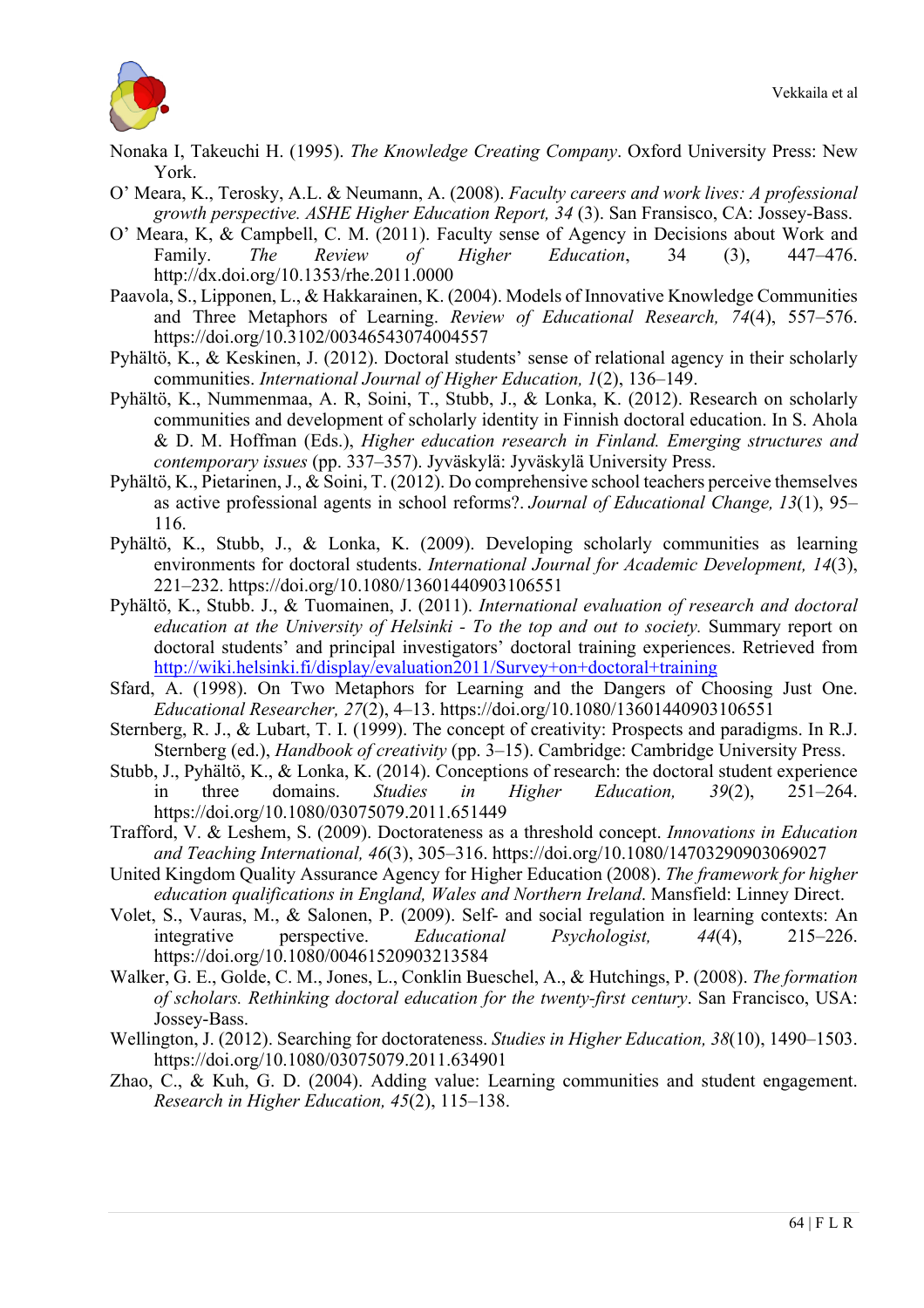Nonaka I, Takeuchi H. (1995). *The Knowledge Creating Company*. Oxford University Press: New York.

O' Meara, K., Terosky, A.L. & Neumann, A. (2008). *Faculty careers and work lives: A professional growth perspective. ASHE Higher Education Report, 34* (3). San Fransisco, CA: Jossey-Bass.

O' Meara, K, & Campbell, C. M. (2011). Faculty sense of Agency in Decisions about Work and Family. *The Review of Higher Education*, 34 (3), 447–476. http://dx.doi.org/10.1353/rhe.2011.0000

Paavola, S., Lipponen, L., & Hakkarainen, K. (2004). Models of Innovative Knowledge Communities and Three Metaphors of Learning. *Review of Educational Research, 74*(4), 557–576. https://doi.org/10.3102/00346543074004557

Pyhältö, K., & Keskinen, J. (2012). Doctoral students' sense of relational agency in their scholarly communities. *International Journal of Higher Education, 1*(2), 136–149.

Pyhältö, K., Nummenmaa, A. R, Soini, T., Stubb, J., & Lonka, K. (2012). Research on scholarly communities and development of scholarly identity in Finnish doctoral education. In S. Ahola & D. M. Hoffman (Eds.), *Higher education research in Finland. Emerging structures and contemporary issues* (pp. 337–357). Jyväskylä: Jyväskylä University Press.

Pyhältö, K., Pietarinen, J., & Soini, T. (2012). Do comprehensive school teachers perceive themselves as active professional agents in school reforms?. *Journal of Educational Change, 13*(1), 95–116.

Pyhältö, K., Stubb, J., & Lonka, K. (2009). Developing scholarly communities as learning environments for doctoral students. *International Journal for Academic Development, 14*(3), 221–232. https://doi.org/10.1080/13601440903106551

Pyhältö, K., Stubb. J., & Tuomainen, J. (2011). *International evaluation of research and doctoral education at the University of Helsinki - To the top and out to society.* Summary report on doctoral students' and principal investigators' doctoral training experiences. Retrieved from http://wiki.helsinki.fi/display/evaluation2011/Survey+on+doctoral+training

Sfard, A. (1998). On Two Metaphors for Learning and the Dangers of Choosing Just One. *Educational Researcher, 27*(2), 4–13. https://doi.org/10.1080/13601440903106551

Sternberg, R. J., & Lubart, T. I. (1999). The concept of creativity: Prospects and paradigms. In R.J. Sternberg (ed.), *Handbook of creativity* (pp. 3–15). Cambridge: Cambridge University Press.

Stubb, J., Pyhältö, K., & Lonka, K. (2014). Conceptions of research: the doctoral student experience in three domains. *Studies in Higher Education, 39*(2), 251–264. https://doi.org/10.1080/03075079.2011.651449

Trafford, V. & Leshem, S. (2009). Doctorateness as a threshold concept. *Innovations in Education and Teaching International, 46*(3), 305–316. https://doi.org/10.1080/14703290903069027

United Kingdom Quality Assurance Agency for Higher Education (2008). *The framework for higher education qualifications in England, Wales and Northern Ireland*. Mansfield: Linney Direct.

Volet, S., Vauras, M., & Salonen, P. (2009). Self- and social regulation in learning contexts: An integrative perspective. *Educational Psychologist, 44*(4), 215–226. https://doi.org/10.1080/00461520903213584

Walker, G. E., Golde, C. M., Jones, L., Conklin Bueschel, A., & Hutchings, P. (2008). *The formation of scholars. Rethinking doctoral education for the twenty-first century*. San Francisco, USA: Jossey-Bass.

Wellington, J. (2012). Searching for doctorateness. *Studies in Higher Education, 38*(10), 1490–1503. https://doi.org/10.1080/03075079.2011.634901

Zhao, C., & Kuh, G. D. (2004). Adding value: Learning communities and student engagement. *Research in Higher Education, 45*(2), 115–138.